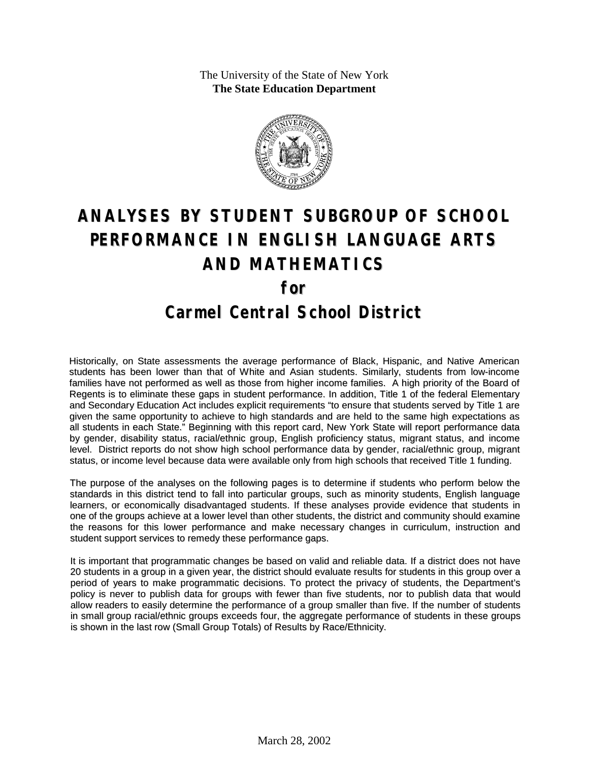The University of the State of New York
**The State Education Department**

# ANALYSES BY STUDENT SUBGROUP OF SCHOOL PERFORMANCE IN ENGLISH LANGUAGE ARTS AND MATHEMATICS

## for

## Carmel Central School District

Historically, on State assessments the average performance of Black, Hispanic, and Native American students has been lower than that of White and Asian students. Similarly, students from low-income families have not performed as well as those from higher income families. A high priority of the Board of Regents is to eliminate these gaps in student performance. In addition, Title 1 of the federal Elementary and Secondary Education Act includes explicit requirements "to ensure that students served by Title 1 are given the same opportunity to achieve to high standards and are held to the same high expectations as all students in each State." Beginning with this report card, New York State will report performance data by gender, disability status, racial/ethnic group, English proficiency status, migrant status, and income level. District reports do not show high school performance data by gender, racial/ethnic group, migrant status, or income level because data were available only from high schools that received Title 1 funding.

The purpose of the analyses on the following pages is to determine if students who perform below the standards in this district tend to fall into particular groups, such as minority students, English language learners, or economically disadvantaged students. If these analyses provide evidence that students in one of the groups achieve at a lower level than other students, the district and community should examine the reasons for this lower performance and make necessary changes in curriculum, instruction and student support services to remedy these performance gaps.

It is important that programmatic changes be based on valid and reliable data. If a district does not have 20 students in a group in a given year, the district should evaluate results for students in this group over a period of years to make programmatic decisions. To protect the privacy of students, the Department's policy is never to publish data for groups with fewer than five students, nor to publish data that would allow readers to easily determine the performance of a group smaller than five. If the number of students in small group racial/ethnic groups exceeds four, the aggregate performance of students in these groups is shown in the last row (Small Group Totals) of Results by Race/Ethnicity.

March 28, 2002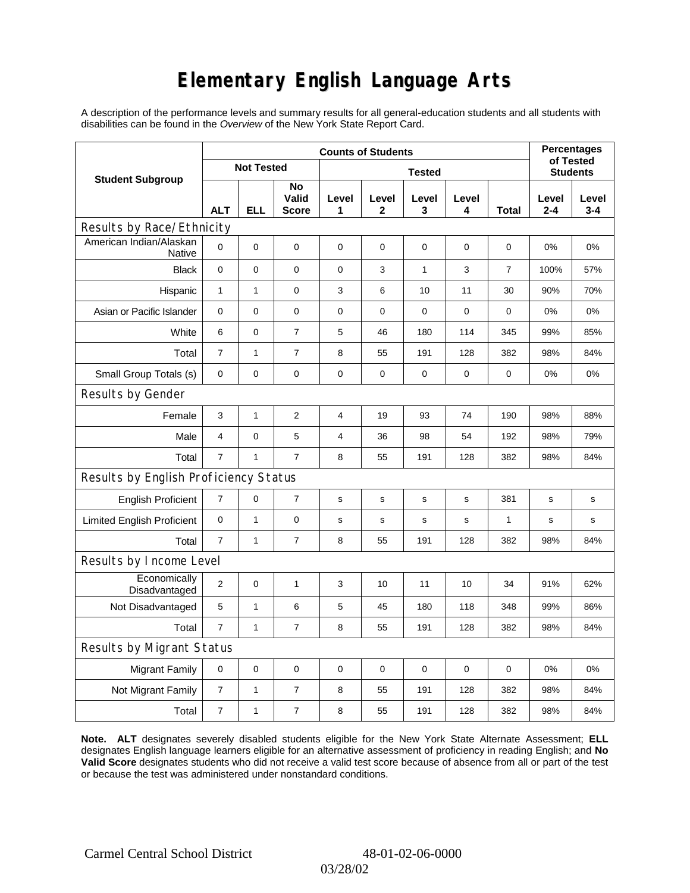# Elementary English Language Arts

A description of the performance levels and summary results for all general-education students and all students with disabilities can be found in the *Overview* of the New York State Report Card.

| Student Subgroup | Counts of Students | | | | | | | | Percentages of Tested Students | |
|---|---|---|---|---|---|---|---|---|---|---|
| | Not Tested | | | Tested | | | | | | |
| | ALT | ELL | No Valid Score | Level 1 | Level 2 | Level 3 | Level 4 | Total | Level 2-4 | Level 3-4 |
| **Results by Race/Ethnicity** | | | | | | | | | | |
| American Indian/Alaskan Native | 0 | 0 | 0 | 0 | 0 | 0 | 0 | 0 | 0% | 0% |
| Black | 0 | 0 | 0 | 0 | 3 | 1 | 3 | 7 | 100% | 57% |
| Hispanic | 1 | 1 | 0 | 3 | 6 | 10 | 11 | 30 | 90% | 70% |
| Asian or Pacific Islander | 0 | 0 | 0 | 0 | 0 | 0 | 0 | 0 | 0% | 0% |
| White | 6 | 0 | 7 | 5 | 46 | 180 | 114 | 345 | 99% | 85% |
| Total | 7 | 1 | 7 | 8 | 55 | 191 | 128 | 382 | 98% | 84% |
| Small Group Totals (s) | 0 | 0 | 0 | 0 | 0 | 0 | 0 | 0 | 0% | 0% |
| **Results by Gender** | | | | | | | | | | |
| Female | 3 | 1 | 2 | 4 | 19 | 93 | 74 | 190 | 98% | 88% |
| Male | 4 | 0 | 5 | 4 | 36 | 98 | 54 | 192 | 98% | 79% |
| Total | 7 | 1 | 7 | 8 | 55 | 191 | 128 | 382 | 98% | 84% |
| **Results by English Proficiency Status** | | | | | | | | | | |
| English Proficient | 7 | 0 | 7 | s | s | s | s | 381 | s | s |
| Limited English Proficient | 0 | 1 | 0 | s | s | s | s | 1 | s | s |
| Total | 7 | 1 | 7 | 8 | 55 | 191 | 128 | 382 | 98% | 84% |
| **Results by Income Level** | | | | | | | | | | |
| Economically Disadvantaged | 2 | 0 | 1 | 3 | 10 | 11 | 10 | 34 | 91% | 62% |
| Not Disadvantaged | 5 | 1 | 6 | 5 | 45 | 180 | 118 | 348 | 99% | 86% |
| Total | 7 | 1 | 7 | 8 | 55 | 191 | 128 | 382 | 98% | 84% |
| **Results by Migrant Status** | | | | | | | | | | |
| Migrant Family | 0 | 0 | 0 | 0 | 0 | 0 | 0 | 0 | 0% | 0% |
| Not Migrant Family | 7 | 1 | 7 | 8 | 55 | 191 | 128 | 382 | 98% | 84% |
| Total | 7 | 1 | 7 | 8 | 55 | 191 | 128 | 382 | 98% | 84% |

**Note. ALT** designates severely disabled students eligible for the New York State Alternate Assessment; **ELL** designates English language learners eligible for an alternative assessment of proficiency in reading English; and **No Valid Score** designates students who did not receive a valid test score because of absence from all or part of the test or because the test was administered under nonstandard conditions.

Carmel Central School District 48-01-02-06-0000

03/28/02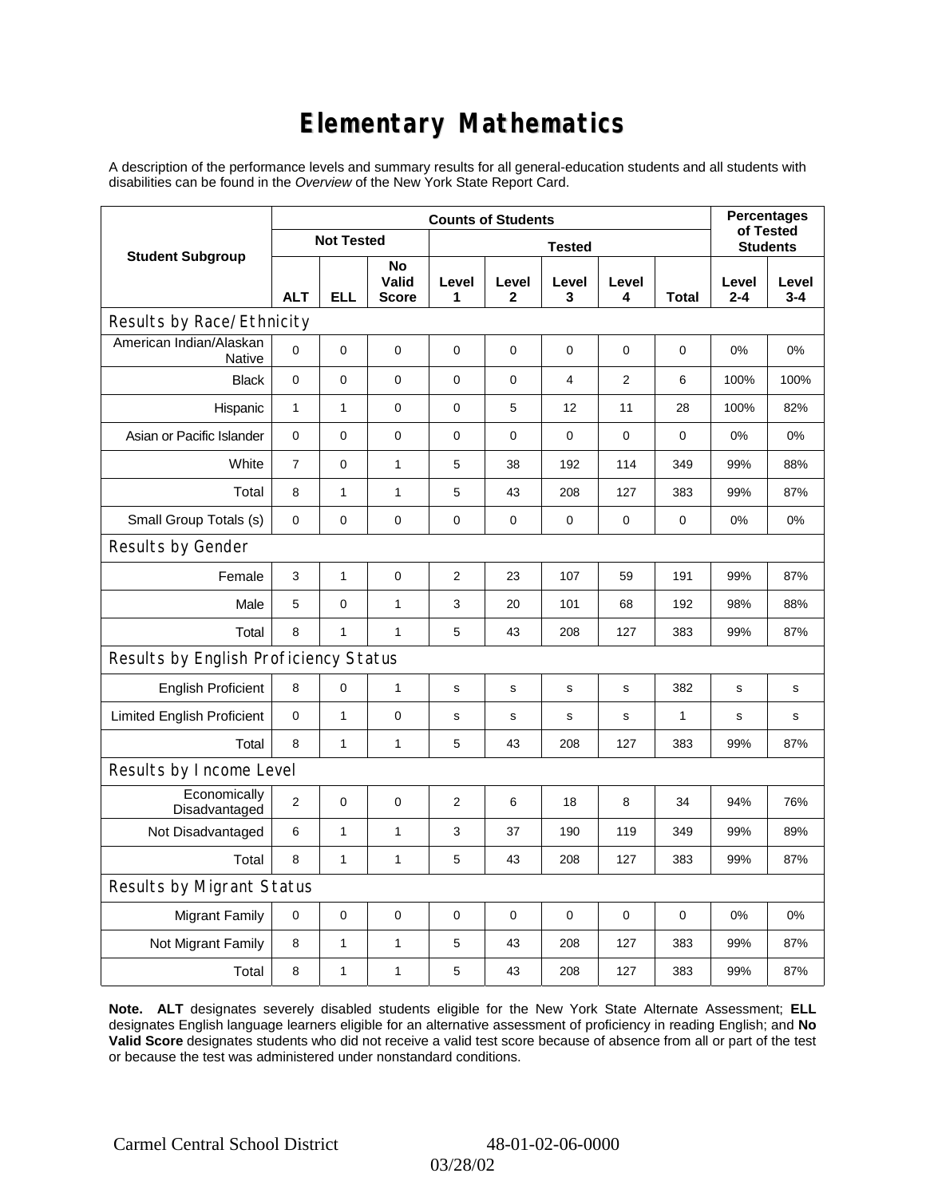# Elementary Mathematics

A description of the performance levels and summary results for all general-education students and all students with disabilities can be found in the *Overview* of the New York State Report Card.

| Student Subgroup | Counts of Students | | | | | | | | Percentages of Tested Students | |
|---|---|---|---|---|---|---|---|---|---|---|
| | Not Tested | | | Tested | | | | | | |
| | ALT | ELL | No Valid Score | Level 1 | Level 2 | Level 3 | Level 4 | Total | Level 2-4 | Level 3-4 |
| **Results by Race/Ethnicity** | | | | | | | | | | |
| American Indian/Alaskan Native | 0 | 0 | 0 | 0 | 0 | 0 | 0 | 0 | 0% | 0% |
| Black | 0 | 0 | 0 | 0 | 0 | 4 | 2 | 6 | 100% | 100% |
| Hispanic | 1 | 1 | 0 | 0 | 5 | 12 | 11 | 28 | 100% | 82% |
| Asian or Pacific Islander | 0 | 0 | 0 | 0 | 0 | 0 | 0 | 0 | 0% | 0% |
| White | 7 | 0 | 1 | 5 | 38 | 192 | 114 | 349 | 99% | 88% |
| Total | 8 | 1 | 1 | 5 | 43 | 208 | 127 | 383 | 99% | 87% |
| Small Group Totals (s) | 0 | 0 | 0 | 0 | 0 | 0 | 0 | 0 | 0% | 0% |
| **Results by Gender** | | | | | | | | | | |
| Female | 3 | 1 | 0 | 2 | 23 | 107 | 59 | 191 | 99% | 87% |
| Male | 5 | 0 | 1 | 3 | 20 | 101 | 68 | 192 | 98% | 88% |
| Total | 8 | 1 | 1 | 5 | 43 | 208 | 127 | 383 | 99% | 87% |
| **Results by English Proficiency Status** | | | | | | | | | | |
| English Proficient | 8 | 0 | 1 | s | s | s | s | 382 | s | s |
| Limited English Proficient | 0 | 1 | 0 | s | s | s | s | 1 | s | s |
| Total | 8 | 1 | 1 | 5 | 43 | 208 | 127 | 383 | 99% | 87% |
| **Results by Income Level** | | | | | | | | | | |
| Economically Disadvantaged | 2 | 0 | 0 | 2 | 6 | 18 | 8 | 34 | 94% | 76% |
| Not Disadvantaged | 6 | 1 | 1 | 3 | 37 | 190 | 119 | 349 | 99% | 89% |
| Total | 8 | 1 | 1 | 5 | 43 | 208 | 127 | 383 | 99% | 87% |
| **Results by Migrant Status** | | | | | | | | | | |
| Migrant Family | 0 | 0 | 0 | 0 | 0 | 0 | 0 | 0 | 0% | 0% |
| Not Migrant Family | 8 | 1 | 1 | 5 | 43 | 208 | 127 | 383 | 99% | 87% |
| Total | 8 | 1 | 1 | 5 | 43 | 208 | 127 | 383 | 99% | 87% |

**Note. ALT** designates severely disabled students eligible for the New York State Alternate Assessment; **ELL** designates English language learners eligible for an alternative assessment of proficiency in reading English; and **No Valid Score** designates students who did not receive a valid test score because of absence from all or part of the test or because the test was administered under nonstandard conditions.

Carmel Central School District 48-01-02-06-0000

03/28/02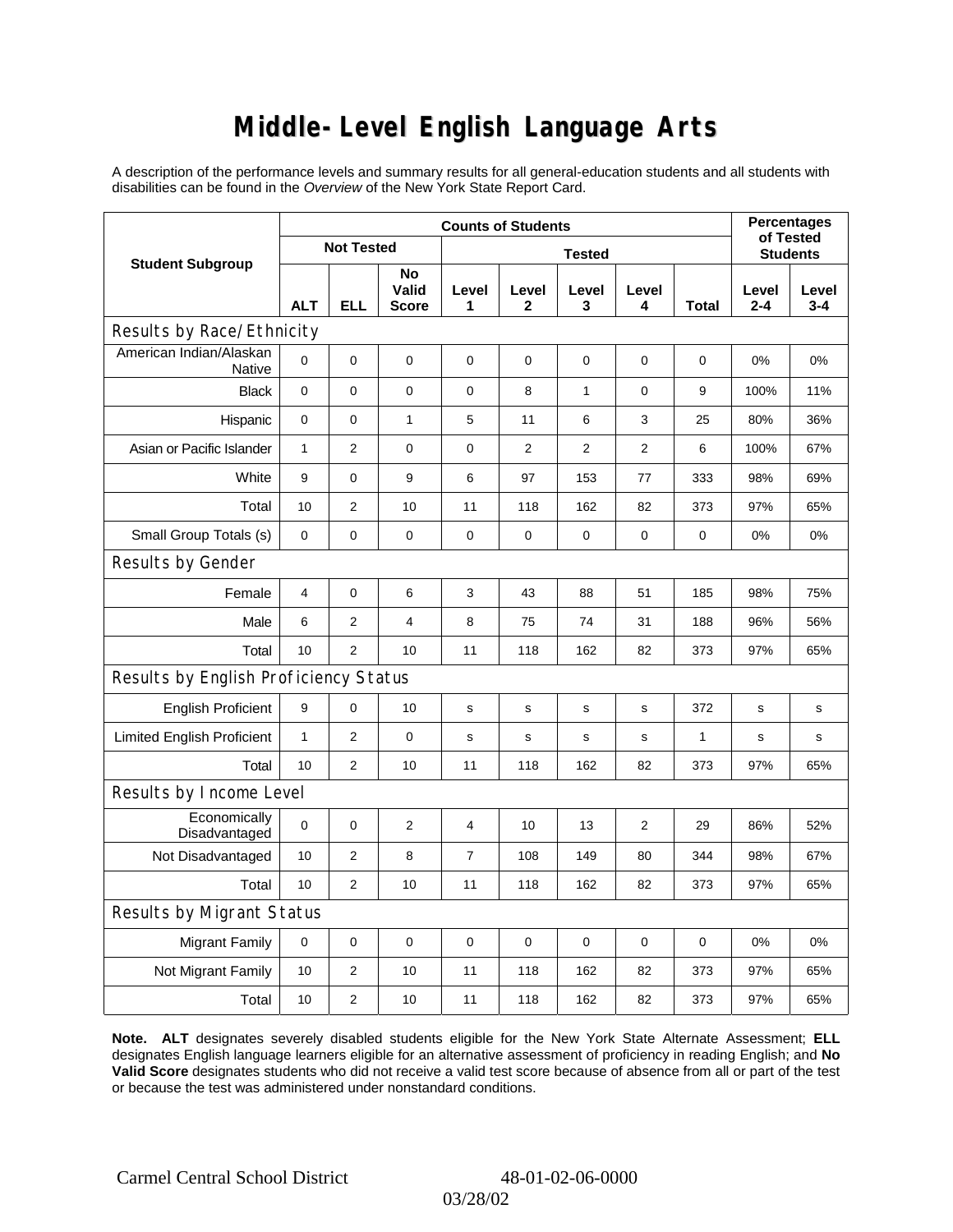# Middle-Level English Language Arts

A description of the performance levels and summary results for all general-education students and all students with disabilities can be found in the *Overview* of the New York State Report Card.

| Student Subgroup | Counts of Students | | | | | | | | Percentages of Tested Students | |
|---|---|---|---|---|---|---|---|---|---|---|
| | Not Tested | | | Tested | | | | | | |
| | ALT | ELL | No Valid Score | Level 1 | Level 2 | Level 3 | Level 4 | Total | Level 2-4 | Level 3-4 |
| **Results by Race/Ethnicity** | | | | | | | | | | |
| American Indian/Alaskan Native | 0 | 0 | 0 | 0 | 0 | 0 | 0 | 0 | 0% | 0% |
| Black | 0 | 0 | 0 | 0 | 8 | 1 | 0 | 9 | 100% | 11% |
| Hispanic | 0 | 0 | 1 | 5 | 11 | 6 | 3 | 25 | 80% | 36% |
| Asian or Pacific Islander | 1 | 2 | 0 | 0 | 2 | 2 | 2 | 6 | 100% | 67% |
| White | 9 | 0 | 9 | 6 | 97 | 153 | 77 | 333 | 98% | 69% |
| Total | 10 | 2 | 10 | 11 | 118 | 162 | 82 | 373 | 97% | 65% |
| Small Group Totals (s) | 0 | 0 | 0 | 0 | 0 | 0 | 0 | 0 | 0% | 0% |
| **Results by Gender** | | | | | | | | | | |
| Female | 4 | 0 | 6 | 3 | 43 | 88 | 51 | 185 | 98% | 75% |
| Male | 6 | 2 | 4 | 8 | 75 | 74 | 31 | 188 | 96% | 56% |
| Total | 10 | 2 | 10 | 11 | 118 | 162 | 82 | 373 | 97% | 65% |
| **Results by English Proficiency Status** | | | | | | | | | | |
| English Proficient | 9 | 0 | 10 | s | s | s | s | 372 | s | s |
| Limited English Proficient | 1 | 2 | 0 | s | s | s | s | 1 | s | s |
| Total | 10 | 2 | 10 | 11 | 118 | 162 | 82 | 373 | 97% | 65% |
| **Results by Income Level** | | | | | | | | | | |
| Economically Disadvantaged | 0 | 0 | 2 | 4 | 10 | 13 | 2 | 29 | 86% | 52% |
| Not Disadvantaged | 10 | 2 | 8 | 7 | 108 | 149 | 80 | 344 | 98% | 67% |
| Total | 10 | 2 | 10 | 11 | 118 | 162 | 82 | 373 | 97% | 65% |
| **Results by Migrant Status** | | | | | | | | | | |
| Migrant Family | 0 | 0 | 0 | 0 | 0 | 0 | 0 | 0 | 0% | 0% |
| Not Migrant Family | 10 | 2 | 10 | 11 | 118 | 162 | 82 | 373 | 97% | 65% |
| Total | 10 | 2 | 10 | 11 | 118 | 162 | 82 | 373 | 97% | 65% |

**Note. ALT** designates severely disabled students eligible for the New York State Alternate Assessment; **ELL** designates English language learners eligible for an alternative assessment of proficiency in reading English; and **No Valid Score** designates students who did not receive a valid test score because of absence from all or part of the test or because the test was administered under nonstandard conditions.

Carmel Central School District 48-01-02-06-0000

03/28/02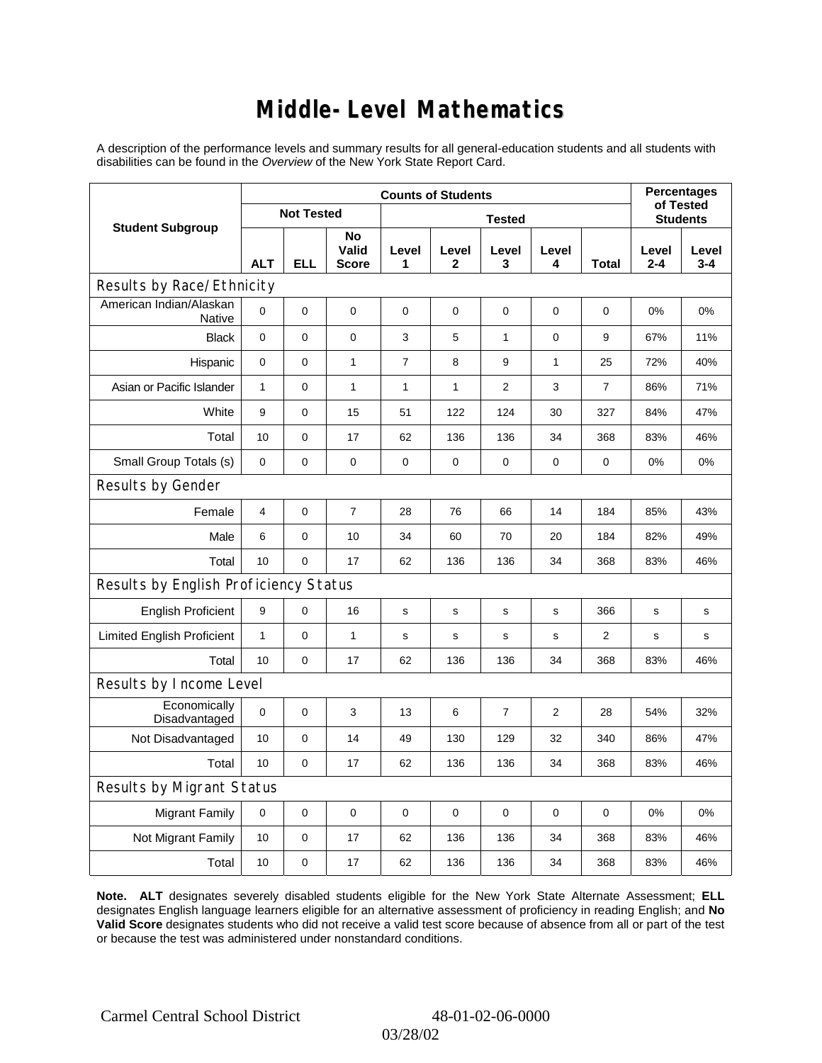# Middle-Level Mathematics

A description of the performance levels and summary results for all general-education students and all students with disabilities can be found in the *Overview* of the New York State Report Card.

| Student Subgroup | Counts of Students | | | | | | | | Percentages of Tested Students | |
|---|---|---|---|---|---|---|---|---|---|---|
| | Not Tested | | | Tested | | | | | | |
| | ALT | ELL | No Valid Score | Level 1 | Level 2 | Level 3 | Level 4 | Total | Level 2-4 | Level 3-4 |
| **Results by Race/Ethnicity** | | | | | | | | | | |
| American Indian/Alaskan Native | 0 | 0 | 0 | 0 | 0 | 0 | 0 | 0 | 0% | 0% |
| Black | 0 | 0 | 0 | 3 | 5 | 1 | 0 | 9 | 67% | 11% |
| Hispanic | 0 | 0 | 1 | 7 | 8 | 9 | 1 | 25 | 72% | 40% |
| Asian or Pacific Islander | 1 | 0 | 1 | 1 | 1 | 2 | 3 | 7 | 86% | 71% |
| White | 9 | 0 | 15 | 51 | 122 | 124 | 30 | 327 | 84% | 47% |
| Total | 10 | 0 | 17 | 62 | 136 | 136 | 34 | 368 | 83% | 46% |
| Small Group Totals (s) | 0 | 0 | 0 | 0 | 0 | 0 | 0 | 0 | 0% | 0% |
| **Results by Gender** | | | | | | | | | | |
| Female | 4 | 0 | 7 | 28 | 76 | 66 | 14 | 184 | 85% | 43% |
| Male | 6 | 0 | 10 | 34 | 60 | 70 | 20 | 184 | 82% | 49% |
| Total | 10 | 0 | 17 | 62 | 136 | 136 | 34 | 368 | 83% | 46% |
| **Results by English Proficiency Status** | | | | | | | | | | |
| English Proficient | 9 | 0 | 16 | s | s | s | s | 366 | s | s |
| Limited English Proficient | 1 | 0 | 1 | s | s | s | s | 2 | s | s |
| Total | 10 | 0 | 17 | 62 | 136 | 136 | 34 | 368 | 83% | 46% |
| **Results by Income Level** | | | | | | | | | | |
| Economically Disadvantaged | 0 | 0 | 3 | 13 | 6 | 7 | 2 | 28 | 54% | 32% |
| Not Disadvantaged | 10 | 0 | 14 | 49 | 130 | 129 | 32 | 340 | 86% | 47% |
| Total | 10 | 0 | 17 | 62 | 136 | 136 | 34 | 368 | 83% | 46% |
| **Results by Migrant Status** | | | | | | | | | | |
| Migrant Family | 0 | 0 | 0 | 0 | 0 | 0 | 0 | 0 | 0% | 0% |
| Not Migrant Family | 10 | 0 | 17 | 62 | 136 | 136 | 34 | 368 | 83% | 46% |
| Total | 10 | 0 | 17 | 62 | 136 | 136 | 34 | 368 | 83% | 46% |

**Note. ALT** designates severely disabled students eligible for the New York State Alternate Assessment; **ELL** designates English language learners eligible for an alternative assessment of proficiency in reading English; and **No Valid Score** designates students who did not receive a valid test score because of absence from all or part of the test or because the test was administered under nonstandard conditions.

Carmel Central School District 48-01-02-06-0000

03/28/02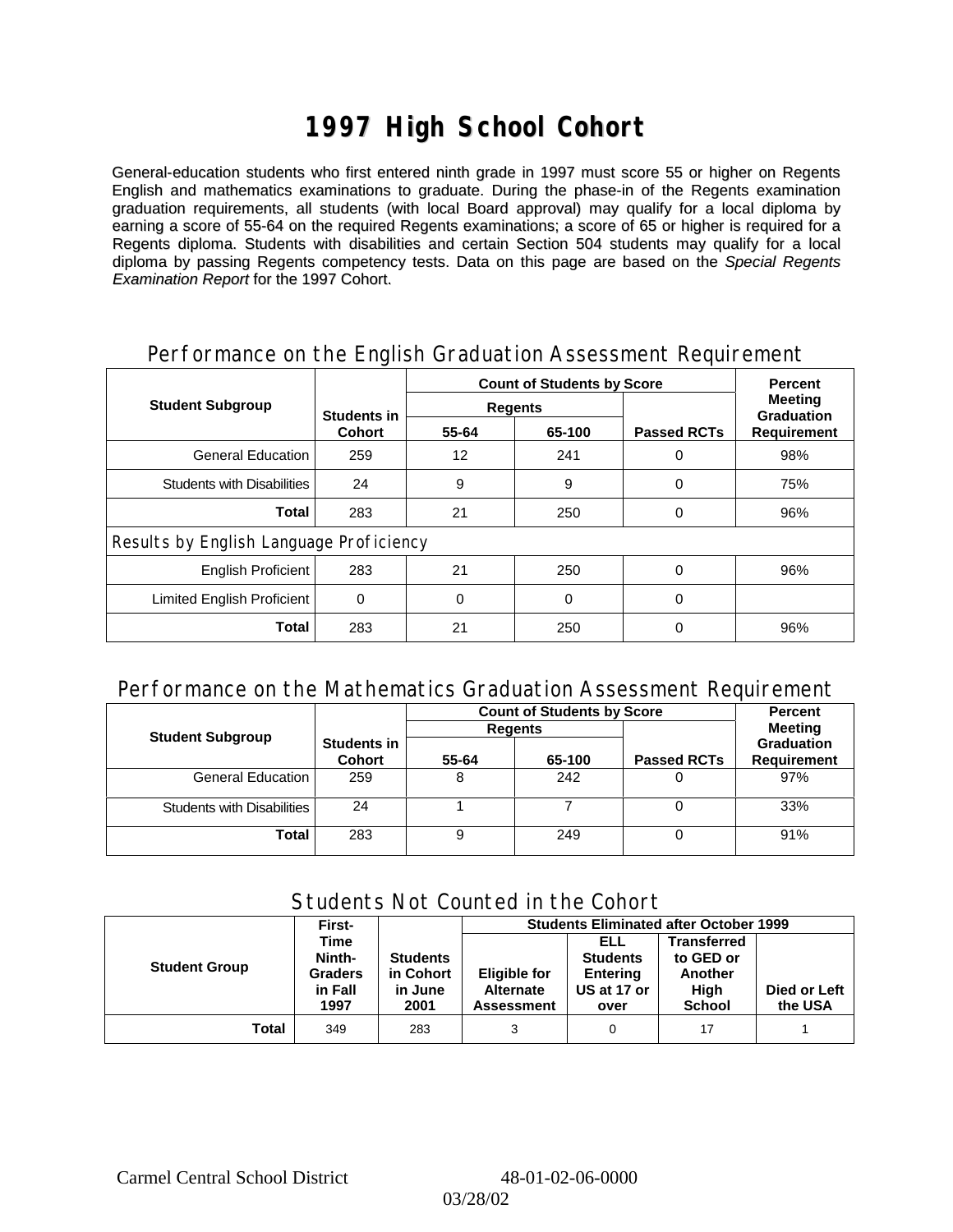# 1997 High School Cohort

General-education students who first entered ninth grade in 1997 must score 55 or higher on Regents English and mathematics examinations to graduate. During the phase-in of the Regents examination graduation requirements, all students (with local Board approval) may qualify for a local diploma by earning a score of 55-64 on the required Regents examinations; a score of 65 or higher is required for a Regents diploma. Students with disabilities and certain Section 504 students may qualify for a local diploma by passing Regents competency tests. Data on this page are based on the *Special Regents Examination Report* for the 1997 Cohort.

## Performance on the English Graduation Assessment Requirement

| Student Subgroup | Students in Cohort | Count of Students by Score | | | Percent Meeting Graduation Requirement |
|---|---|---|---|---|---|
| | | Regents 55-64 | Regents 65-100 | Passed RCTs | |
| General Education | 259 | 12 | 241 | 0 | 98% |
| Students with Disabilities | 24 | 9 | 9 | 0 | 75% |
| **Total** | 283 | 21 | 250 | 0 | 96% |
| Results by English Language Proficiency | | | | | |
| English Proficient | 283 | 21 | 250 | 0 | 96% |
| Limited English Proficient | 0 | 0 | 0 | 0 | |
| **Total** | 283 | 21 | 250 | 0 | 96% |

## Performance on the Mathematics Graduation Assessment Requirement

| Student Subgroup | Students in Cohort | Count of Students by Score | | | Percent Meeting Graduation Requirement |
|---|---|---|---|---|---|
| | | Regents 55-64 | Regents 65-100 | Passed RCTs | |
| General Education | 259 | 8 | 242 | 0 | 97% |
| Students with Disabilities | 24 | 1 | 7 | 0 | 33% |
| **Total** | 283 | 9 | 249 | 0 | 91% |

## Students Not Counted in the Cohort

| Student Group | First-Time Ninth-Graders in Fall 1997 | Students in Cohort in June 2001 | Students Eliminated after October 1999 | | | |
|---|---|---|---|---|---|---|
| | | | Eligible for Alternate Assessment | ELL Students Entering US at 17 or over | Transferred to GED or Another High School | Died or Left the USA |
| **Total** | 349 | 283 | 3 | 0 | 17 | 1 |

Carmel Central School District 48-01-02-06-0000

03/28/02